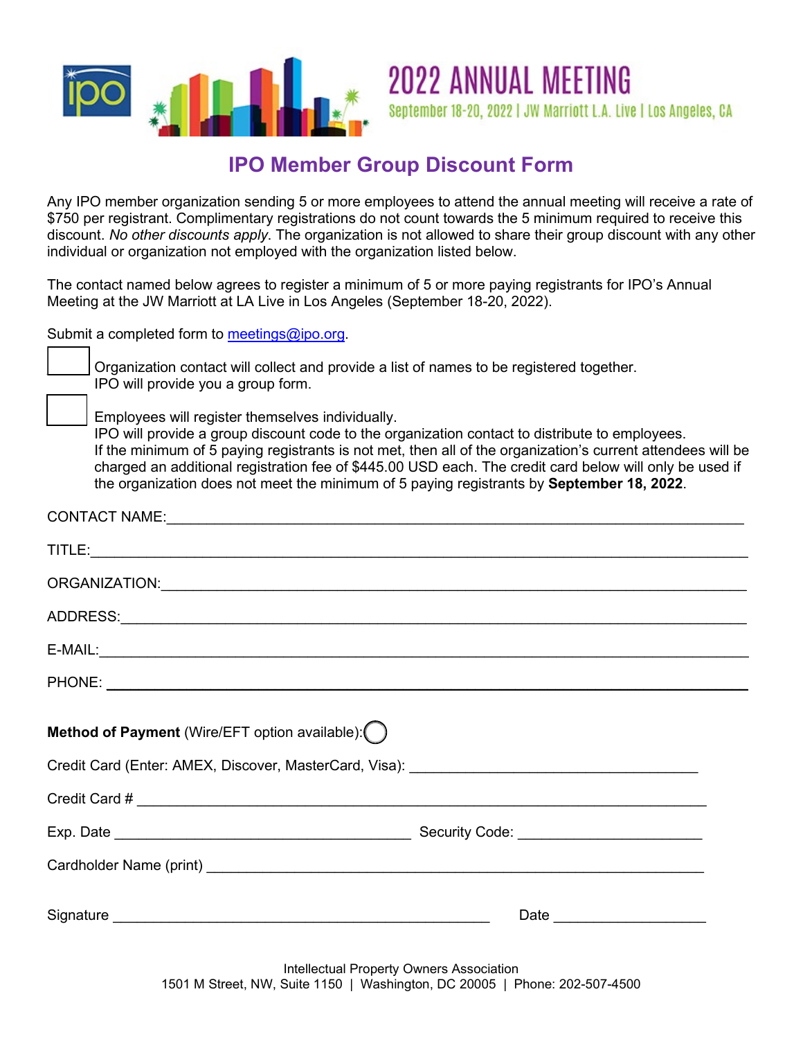# 2022 ANNUAL MEETING

September 18-20, 2022 | JW Marriott L.A. Live | Los Angeles, CA

## IPO Member Group Discount Form

Any IPO member organization sending 5 or more employees to attend the annual meeting will receive a rate of $750 per registrant. Complimentary registrations do not count towards the 5 minimum required to receive this discount. *No other discounts apply*. The organization is not allowed to share their group discount with any other individual or organization not employed with the organization listed below.

The contact named below agrees to register a minimum of 5 or more paying registrants for IPO's Annual Meeting at the JW Marriott at LA Live in Los Angeles (September 18-20, 2022).

Submit a completed form to meetings@ipo.org.

☐ Organization contact will collect and provide a list of names to be registered together.
IPO will provide you a group form.

☐ Employees will register themselves individually.
IPO will provide a group discount code to the organization contact to distribute to employees.
If the minimum of 5 paying registrants is not met, then all of the organization's current attendees will be charged an additional registration fee of $445.00 USD each. The credit card below will only be used if the organization does not meet the minimum of 5 paying registrants by **September 18, 2022**.

CONTACT NAME:\_\_\_\_\_\_\_\_\_\_\_\_\_\_\_\_\_\_\_\_\_\_\_\_\_\_\_\_\_\_\_\_\_\_\_\_\_\_\_\_

TITLE:\_\_\_\_\_\_\_\_\_\_\_\_\_\_\_\_\_\_\_\_\_\_\_\_\_\_\_\_\_\_\_\_\_\_\_\_\_\_\_\_

ORGANIZATION:\_\_\_\_\_\_\_\_\_\_\_\_\_\_\_\_\_\_\_\_\_\_\_\_\_\_\_\_\_\_\_\_\_\_\_\_\_\_\_\_

ADDRESS:\_\_\_\_\_\_\_\_\_\_\_\_\_\_\_\_\_\_\_\_\_\_\_\_\_\_\_\_\_\_\_\_\_\_\_\_\_\_\_\_

E-MAIL:\_\_\_\_\_\_\_\_\_\_\_\_\_\_\_\_\_\_\_\_\_\_\_\_\_\_\_\_\_\_\_\_\_\_\_\_\_\_\_\_

PHONE: \_\_\_\_\_\_\_\_\_\_\_\_\_\_\_\_\_\_\_\_\_\_\_\_\_\_\_\_\_\_\_\_\_\_\_\_\_\_\_\_

**Method of Payment** (Wire/EFT option available): ○

Credit Card (Enter: AMEX, Discover, MasterCard, Visa): \_\_\_\_\_\_\_\_\_\_\_\_\_\_\_\_\_\_\_\_\_\_\_\_

Credit Card # \_\_\_\_\_\_\_\_\_\_\_\_\_\_\_\_\_\_\_\_\_\_\_\_\_\_\_\_\_\_\_\_\_\_\_\_\_\_\_\_

Exp. Date \_\_\_\_\_\_\_\_\_\_\_\_\_\_\_\_\_\_\_\_\_\_\_\_ Security Code: \_\_\_\_\_\_\_\_\_\_\_\_\_\_\_\_

Cardholder Name (print) \_\_\_\_\_\_\_\_\_\_\_\_\_\_\_\_\_\_\_\_\_\_\_\_\_\_\_\_\_\_\_\_\_\_\_\_\_\_\_\_

Signature \_\_\_\_\_\_\_\_\_\_\_\_\_\_\_\_\_\_\_\_\_\_\_\_\_\_\_\_\_\_\_\_ Date \_\_\_\_\_\_\_\_\_\_\_\_\_\_

Intellectual Property Owners Association
1501 M Street, NW, Suite 1150 | Washington, DC 20005 | Phone: 202-507-4500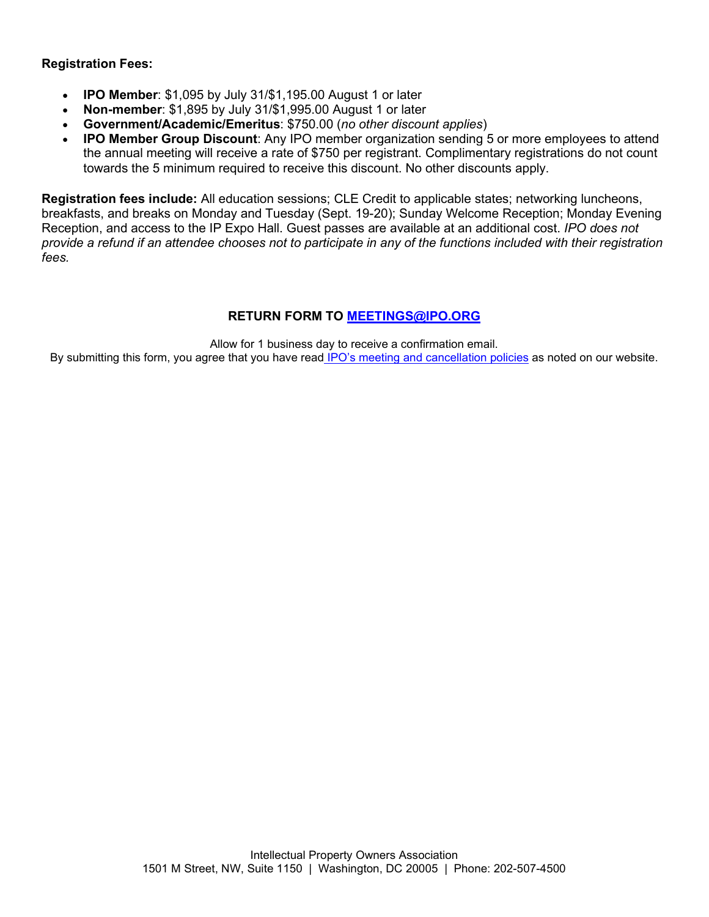**Registration Fees:**

- **IPO Member**: $1,095 by July 31/$1,195.00 August 1 or later
- **Non-member**: $1,895 by July 31/$1,995.00 August 1 or later
- **Government/Academic/Emeritus**: $750.00 (*no other discount applies*)
- **IPO Member Group Discount**: Any IPO member organization sending 5 or more employees to attend the annual meeting will receive a rate of $750 per registrant. Complimentary registrations do not count towards the 5 minimum required to receive this discount. No other discounts apply.

**Registration fees include:** All education sessions; CLE Credit to applicable states; networking luncheons, breakfasts, and breaks on Monday and Tuesday (Sept. 19-20); Sunday Welcome Reception; Monday Evening Reception, and access to the IP Expo Hall. Guest passes are available at an additional cost. *IPO does not provide a refund if an attendee chooses not to participate in any of the functions included with their registration fees.*

**RETURN FORM TO MEETINGS@IPO.ORG**

Allow for 1 business day to receive a confirmation email.
By submitting this form, you agree that you have read IPO's meeting and cancellation policies as noted on our website.

Intellectual Property Owners Association
1501 M Street, NW, Suite 1150 | Washington, DC 20005 | Phone: 202-507-4500